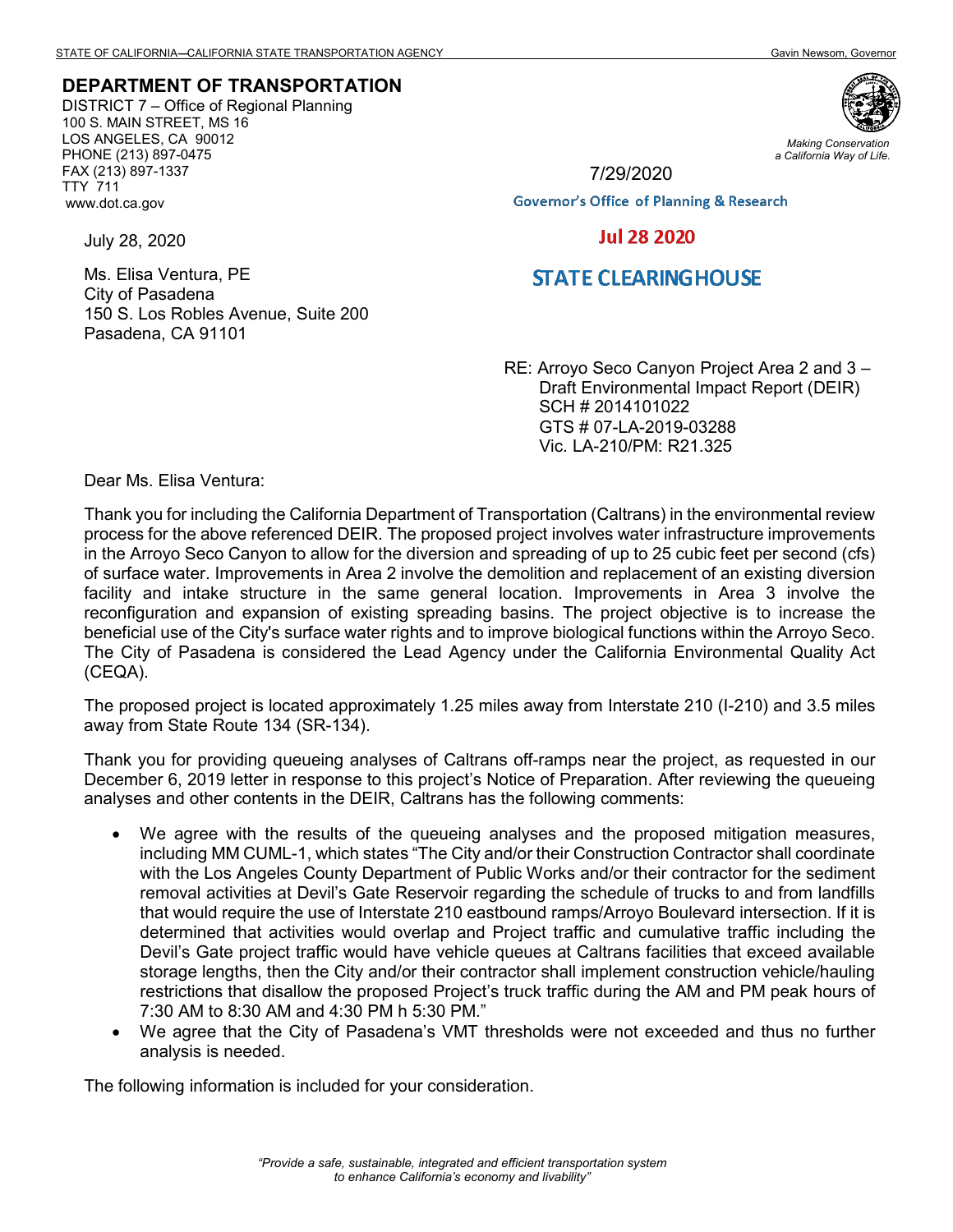STATE OF CALIFORNIA—CALIFORNIA STATE TRANSPORTATION AGENCY Gavin Newsom, Governor

**DEPARTMENT OF TRANSPORTATION**

DISTRICT 7 – Office of Regional Planning
100 S. MAIN STREET, MS 16
LOS ANGELES, CA 90012
PHONE (213) 897-0475
FAX (213) 897-1337
TTY 711
www.dot.ca.gov

*Making Conservation a California Way of Life.*

7/29/2020

Governor's Office of Planning & Research

Jul 28 2020

STATE CLEARINGHOUSE

July 28, 2020

Ms. Elisa Ventura, PE
City of Pasadena
150 S. Los Robles Avenue, Suite 200
Pasadena, CA 91101

RE: Arroyo Seco Canyon Project Area 2 and 3 –
Draft Environmental Impact Report (DEIR)
SCH # 2014101022
GTS # 07-LA-2019-03288
Vic. LA-210/PM: R21.325

Dear Ms. Elisa Ventura:

Thank you for including the California Department of Transportation (Caltrans) in the environmental review process for the above referenced DEIR. The proposed project involves water infrastructure improvements in the Arroyo Seco Canyon to allow for the diversion and spreading of up to 25 cubic feet per second (cfs) of surface water. Improvements in Area 2 involve the demolition and replacement of an existing diversion facility and intake structure in the same general location. Improvements in Area 3 involve the reconfiguration and expansion of existing spreading basins. The project objective is to increase the beneficial use of the City's surface water rights and to improve biological functions within the Arroyo Seco. The City of Pasadena is considered the Lead Agency under the California Environmental Quality Act (CEQA).

The proposed project is located approximately 1.25 miles away from Interstate 210 (I-210) and 3.5 miles away from State Route 134 (SR-134).

Thank you for providing queueing analyses of Caltrans off-ramps near the project, as requested in our December 6, 2019 letter in response to this project's Notice of Preparation. After reviewing the queueing analyses and other contents in the DEIR, Caltrans has the following comments:

- We agree with the results of the queueing analyses and the proposed mitigation measures, including MM CUML-1, which states "The City and/or their Construction Contractor shall coordinate with the Los Angeles County Department of Public Works and/or their contractor for the sediment removal activities at Devil's Gate Reservoir regarding the schedule of trucks to and from landfills that would require the use of Interstate 210 eastbound ramps/Arroyo Boulevard intersection. If it is determined that activities would overlap and Project traffic and cumulative traffic including the Devil's Gate project traffic would have vehicle queues at Caltrans facilities that exceed available storage lengths, then the City and/or their contractor shall implement construction vehicle/hauling restrictions that disallow the proposed Project's truck traffic during the AM and PM peak hours of 7:30 AM to 8:30 AM and 4:30 PM h 5:30 PM."
- We agree that the City of Pasadena's VMT thresholds were not exceeded and thus no further analysis is needed.

The following information is included for your consideration.

*"Provide a safe, sustainable, integrated and efficient transportation system to enhance California's economy and livability"*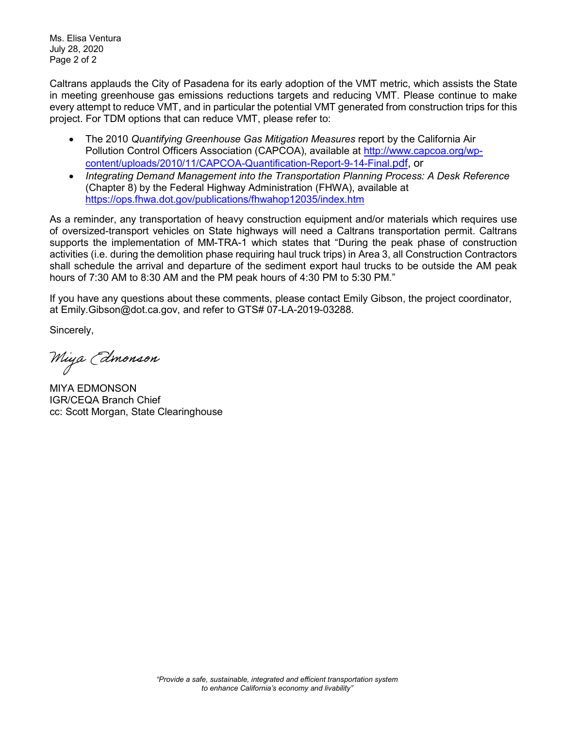Ms. Elisa Ventura
July 28, 2020

Caltrans applauds the City of Pasadena for its early adoption of the VMT metric, which assists the State in meeting greenhouse gas emissions reductions targets and reducing VMT. Please continue to make every attempt to reduce VMT, and in particular the potential VMT generated from construction trips for this project. For TDM options that can reduce VMT, please refer to:

- The 2010 *Quantifying Greenhouse Gas Mitigation Measures* report by the California Air Pollution Control Officers Association (CAPCOA), available at http://www.capcoa.org/wp-content/uploads/2010/11/CAPCOA-Quantification-Report-9-14-Final.pdf, or
- *Integrating Demand Management into the Transportation Planning Process: A Desk Reference* (Chapter 8) by the Federal Highway Administration (FHWA), available at https://ops.fhwa.dot.gov/publications/fhwahop12035/index.htm

As a reminder, any transportation of heavy construction equipment and/or materials which requires use of oversized-transport vehicles on State highways will need a Caltrans transportation permit. Caltrans supports the implementation of MM-TRA-1 which states that "During the peak phase of construction activities (i.e. during the demolition phase requiring haul truck trips) in Area 3, all Construction Contractors shall schedule the arrival and departure of the sediment export haul trucks to be outside the AM peak hours of 7:30 AM to 8:30 AM and the PM peak hours of 4:30 PM to 5:30 PM."

If you have any questions about these comments, please contact Emily Gibson, the project coordinator, at Emily.Gibson@dot.ca.gov, and refer to GTS# 07-LA-2019-03288.

Sincerely,

*Miya Edmonson*

MIYA EDMONSON
IGR/CEQA Branch Chief
cc: Scott Morgan, State Clearinghouse

*"Provide a safe, sustainable, integrated and efficient transportation system to enhance California's economy and livability"*